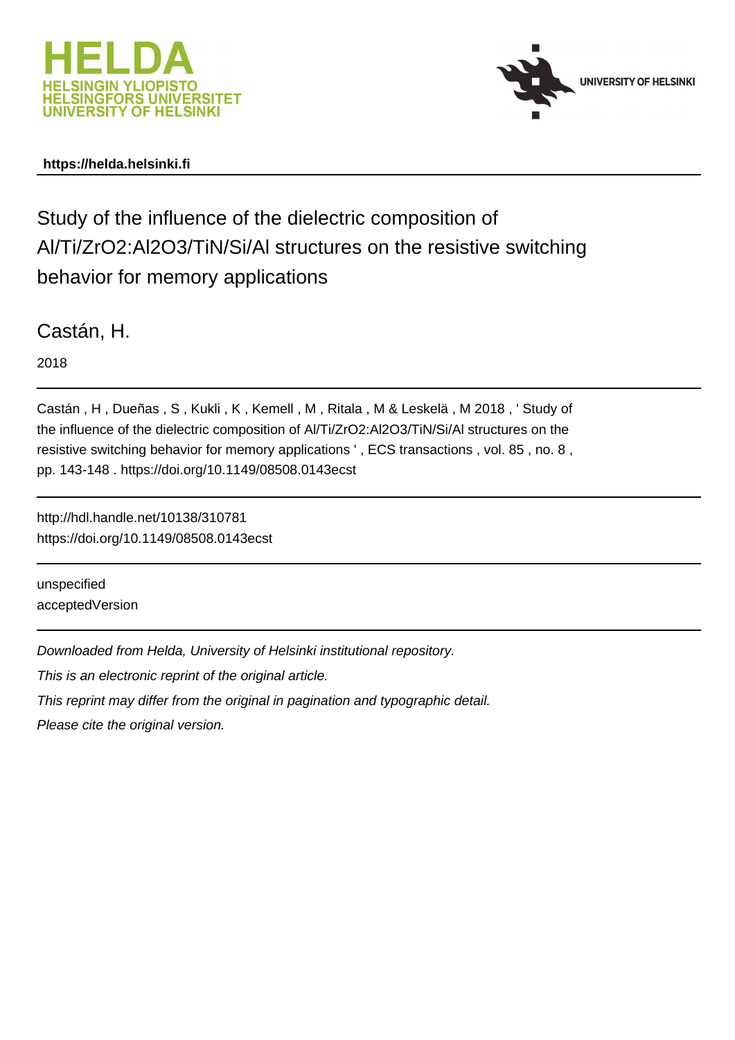HELDA
HELSINGIN YLIOPISTO
HELSINGFORS UNIVERSITET
UNIVERSITY OF HELSINKI

UNIVERSITY OF HELSINKI

**https://helda.helsinki.fi**

# Study of the influence of the dielectric composition of Al/Ti/ZrO2:Al2O3/TiN/Si/Al structures on the resistive switching behavior for memory applications

Castán, H.

2018

Castán , H , Dueñas , S , Kukli , K , Kemell , M , Ritala , M & Leskelä , M 2018 , ' Study of the influence of the dielectric composition of Al/Ti/ZrO2:Al2O3/TiN/Si/Al structures on the resistive switching behavior for memory applications ' , ECS transactions , vol. 85 , no. 8 , pp. 143-148 . https://doi.org/10.1149/08508.0143ecst

http://hdl.handle.net/10138/310781
https://doi.org/10.1149/08508.0143ecst

unspecified
acceptedVersion

*Downloaded from Helda, University of Helsinki institutional repository.*

*This is an electronic reprint of the original article.*

*This reprint may differ from the original in pagination and typographic detail.*

*Please cite the original version.*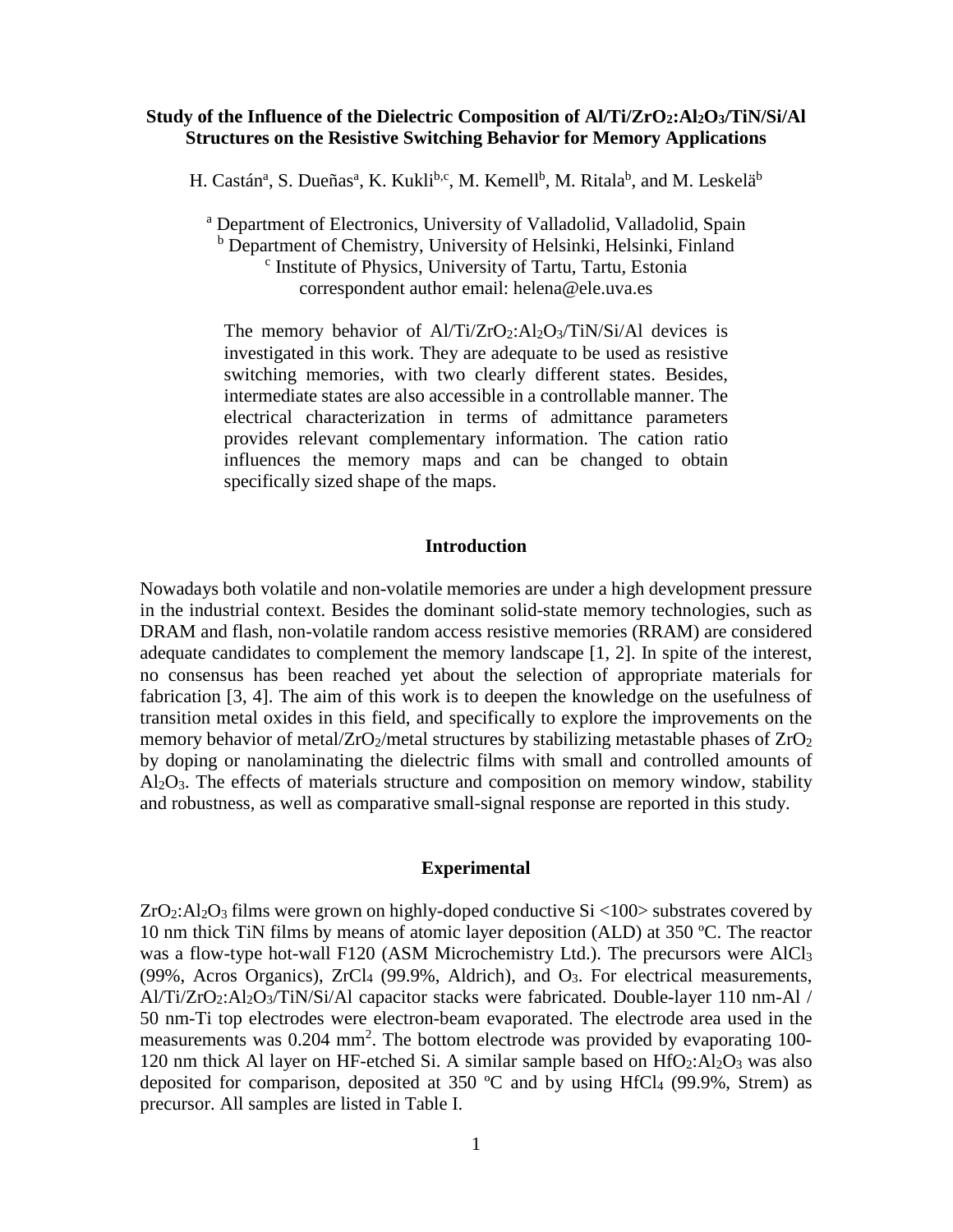# Study of the Influence of the Dielectric Composition of Al/Ti/$ZrO_2$:$Al_2O_3$/TiN/Si/Al Structures on the Resistive Switching Behavior for Memory Applications

H. Castán[a], S. Dueñas[a], K. Kukli[b,c], M. Kemell[b], M. Ritala[b], and M. Leskelä[b]

[a] Department of Electronics, University of Valladolid, Valladolid, Spain
[b] Department of Chemistry, University of Helsinki, Helsinki, Finland
[c] Institute of Physics, University of Tartu, Tartu, Estonia
correspondent author email: helena@ele.uva.es

The memory behavior of Al/Ti/$ZrO_2$:$Al_2O_3$/TiN/Si/Al devices is investigated in this work. They are adequate to be used as resistive switching memories, with two clearly different states. Besides, intermediate states are also accessible in a controllable manner. The electrical characterization in terms of admittance parameters provides relevant complementary information. The cation ratio influences the memory maps and can be changed to obtain specifically sized shape of the maps.

## Introduction

Nowadays both volatile and non-volatile memories are under a high development pressure in the industrial context. Besides the dominant solid-state memory technologies, such as DRAM and flash, non-volatile random access resistive memories (RRAM) are considered adequate candidates to complement the memory landscape [1, 2]. In spite of the interest, no consensus has been reached yet about the selection of appropriate materials for fabrication [3, 4]. The aim of this work is to deepen the knowledge on the usefulness of transition metal oxides in this field, and specifically to explore the improvements on the memory behavior of metal/$ZrO_2$/metal structures by stabilizing metastable phases of $ZrO_2$ by doping or nanolaminating the dielectric films with small and controlled amounts of $Al_2O_3$. The effects of materials structure and composition on memory window, stability and robustness, as well as comparative small-signal response are reported in this study.

## Experimental

$ZrO_2$:$Al_2O_3$ films were grown on highly-doped conductive Si <100> substrates covered by 10 nm thick TiN films by means of atomic layer deposition (ALD) at 350 ºC. The reactor was a flow-type hot-wall F120 (ASM Microchemistry Ltd.). The precursors were $AlCl_3$ (99%, Acros Organics), $ZrCl_4$ (99.9%, Aldrich), and $O_3$. For electrical measurements, Al/Ti/$ZrO_2$:$Al_2O_3$/TiN/Si/Al capacitor stacks were fabricated. Double-layer 110 nm-Al / 50 nm-Ti top electrodes were electron-beam evaporated. The electrode area used in the measurements was 0.204 $mm^2$. The bottom electrode was provided by evaporating 100-120 nm thick Al layer on HF-etched Si. A similar sample based on $HfO_2$:$Al_2O_3$ was also deposited for comparison, deposited at 350 ºC and by using $HfCl_4$ (99.9%, Strem) as precursor. All samples are listed in Table I.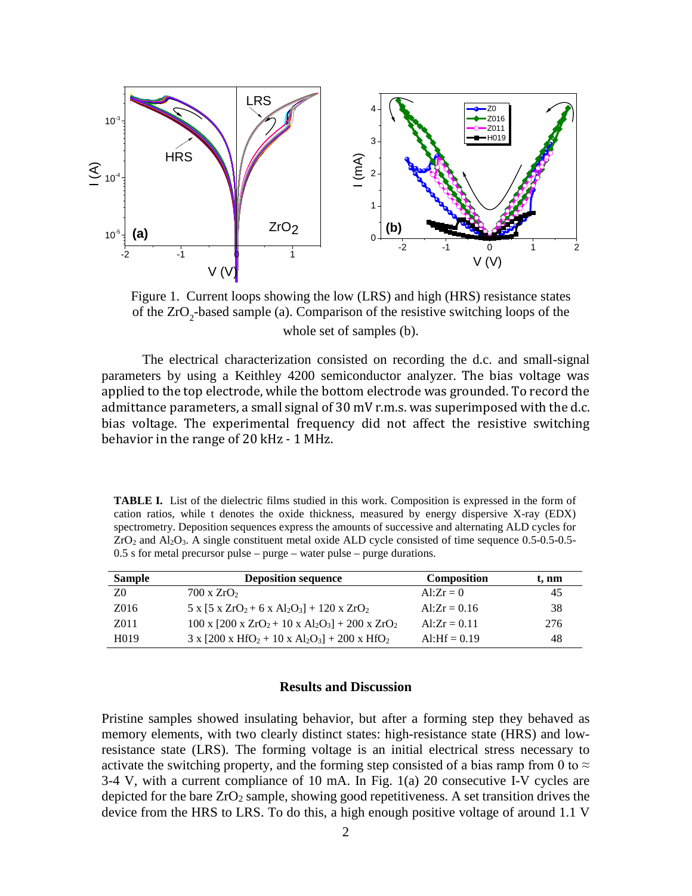Figure 1. Current loops showing the low (LRS) and high (HRS) resistance states of the $ZrO_2$-based sample (a). Comparison of the resistive switching loops of the whole set of samples (b).

The electrical characterization consisted on recording the d.c. and small-signal parameters by using a Keithley 4200 semiconductor analyzer. The bias voltage was applied to the top electrode, while the bottom electrode was grounded. To record the admittance parameters, a small signal of 30 mV r.m.s. was superimposed with the d.c. bias voltage. The experimental frequency did not affect the resistive switching behavior in the range of 20 kHz - 1 MHz.

**TABLE I.** List of the dielectric films studied in this work. Composition is expressed in the form of cation ratios, while t denotes the oxide thickness, measured by energy dispersive X-ray (EDX) spectrometry. Deposition sequences express the amounts of successive and alternating ALD cycles for $ZrO_2$ and $Al_2O_3$. A single constituent metal oxide ALD cycle consisted of time sequence 0.5-0.5-0.5-0.5 s for metal precursor pulse – purge – water pulse – purge durations.

| Sample | Deposition sequence | Composition | t, nm |
|---|---|---|---|
| Z0 | 700 x $ZrO_2$ | Al:Zr = 0 | 45 |
| Z016 | 5 x [5 x $ZrO_2$ + 6 x $Al_2O_3$] + 120 x $ZrO_2$ | Al:Zr = 0.16 | 38 |
| Z011 | 100 x [200 x $ZrO_2$ + 10 x $Al_2O_3$] + 200 x $ZrO_2$ | Al:Zr = 0.11 | 276 |
| H019 | 3 x [200 x $HfO_2$ + 10 x $Al_2O_3$] + 200 x $HfO_2$ | Al:Hf = 0.19 | 48 |

## Results and Discussion

Pristine samples showed insulating behavior, but after a forming step they behaved as memory elements, with two clearly distinct states: high-resistance state (HRS) and low-resistance state (LRS). The forming voltage is an initial electrical stress necessary to activate the switching property, and the forming step consisted of a bias ramp from 0 to $\approx$ 3-4 V, with a current compliance of 10 mA. In Fig. 1(a) 20 consecutive I-V cycles are depicted for the bare $ZrO_2$ sample, showing good repetitiveness. A set transition drives the device from the HRS to LRS. To do this, a high enough positive voltage of around 1.1 V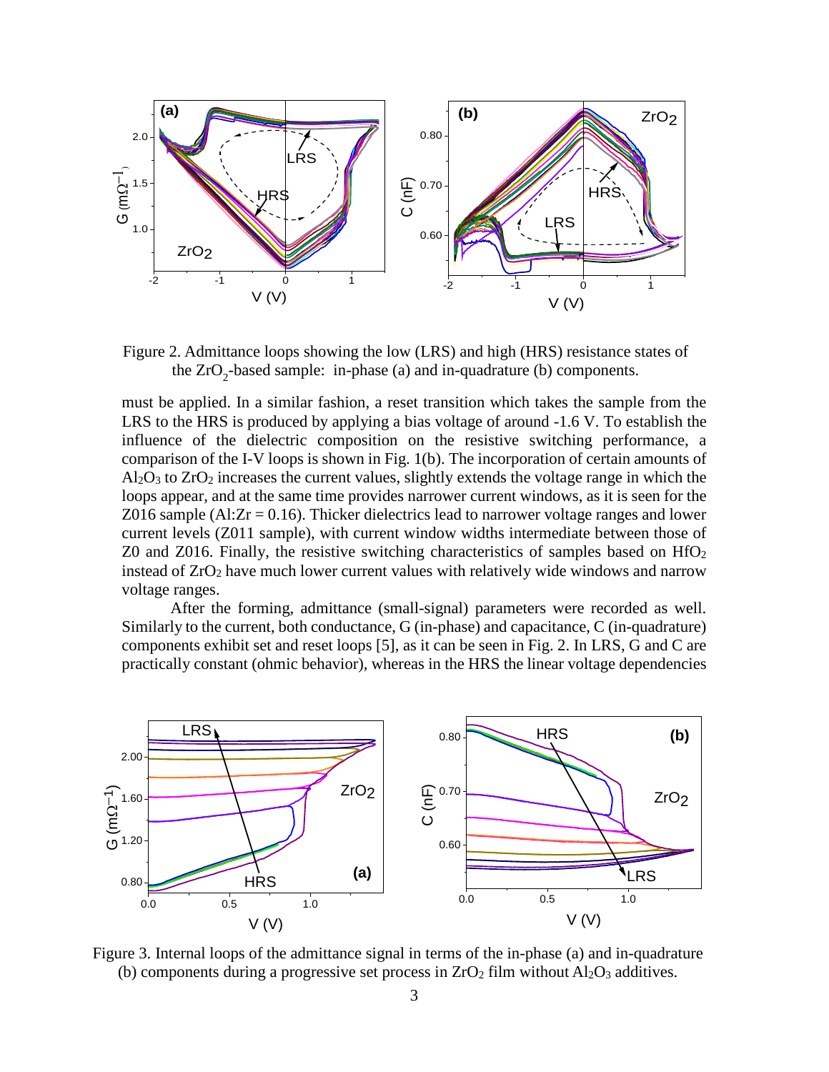Figure 2. Admittance loops showing the low (LRS) and high (HRS) resistance states of the $ZrO_2$-based sample: in-phase (a) and in-quadrature (b) components.

must be applied. In a similar fashion, a reset transition which takes the sample from the LRS to the HRS is produced by applying a bias voltage of around -1.6 V. To establish the influence of the dielectric composition on the resistive switching performance, a comparison of the I-V loops is shown in Fig. 1(b). The incorporation of certain amounts of $Al_2O_3$ to $ZrO_2$ increases the current values, slightly extends the voltage range in which the loops appear, and at the same time provides narrower current windows, as it is seen for the Z016 sample (Al:Zr = 0.16). Thicker dielectrics lead to narrower voltage ranges and lower current levels (Z011 sample), with current window widths intermediate between those of Z0 and Z016. Finally, the resistive switching characteristics of samples based on $HfO_2$ instead of $ZrO_2$ have much lower current values with relatively wide windows and narrow voltage ranges.

After the forming, admittance (small-signal) parameters were recorded as well. Similarly to the current, both conductance, G (in-phase) and capacitance, C (in-quadrature) components exhibit set and reset loops [5], as it can be seen in Fig. 2. In LRS, G and C are practically constant (ohmic behavior), whereas in the HRS the linear voltage dependencies

Figure 3. Internal loops of the admittance signal in terms of the in-phase (a) and in-quadrature (b) components during a progressive set process in $ZrO_2$ film without $Al_2O_3$ additives.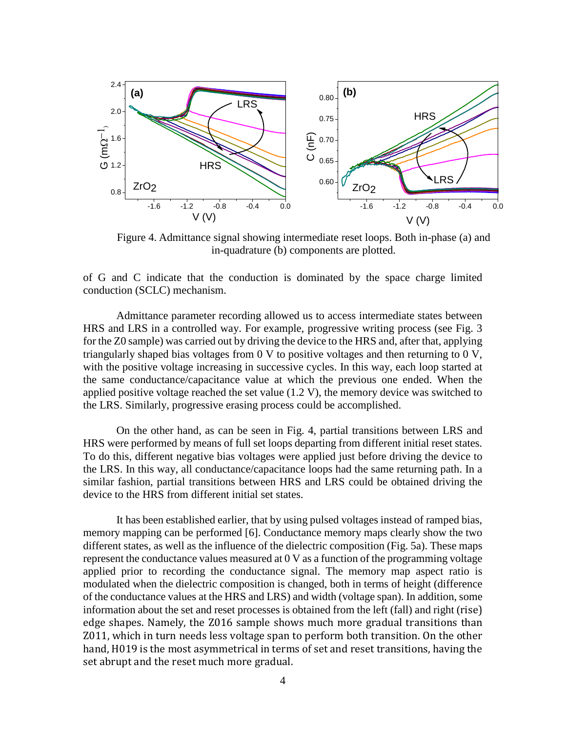Figure 4. Admittance signal showing intermediate reset loops. Both in-phase (a) and in-quadrature (b) components are plotted.

of G and C indicate that the conduction is dominated by the space charge limited conduction (SCLC) mechanism.

Admittance parameter recording allowed us to access intermediate states between HRS and LRS in a controlled way. For example, progressive writing process (see Fig. 3 for the Z0 sample) was carried out by driving the device to the HRS and, after that, applying triangularly shaped bias voltages from 0 V to positive voltages and then returning to 0 V, with the positive voltage increasing in successive cycles. In this way, each loop started at the same conductance/capacitance value at which the previous one ended. When the applied positive voltage reached the set value (1.2 V), the memory device was switched to the LRS. Similarly, progressive erasing process could be accomplished.

On the other hand, as can be seen in Fig. 4, partial transitions between LRS and HRS were performed by means of full set loops departing from different initial reset states. To do this, different negative bias voltages were applied just before driving the device to the LRS. In this way, all conductance/capacitance loops had the same returning path. In a similar fashion, partial transitions between HRS and LRS could be obtained driving the device to the HRS from different initial set states.

It has been established earlier, that by using pulsed voltages instead of ramped bias, memory mapping can be performed [6]. Conductance memory maps clearly show the two different states, as well as the influence of the dielectric composition (Fig. 5a). These maps represent the conductance values measured at 0 V as a function of the programming voltage applied prior to recording the conductance signal. The memory map aspect ratio is modulated when the dielectric composition is changed, both in terms of height (difference of the conductance values at the HRS and LRS) and width (voltage span). In addition, some information about the set and reset processes is obtained from the left (fall) and right (rise) edge shapes. Namely, the Z016 sample shows much more gradual transitions than Z011, which in turn needs less voltage span to perform both transition. On the other hand, H019 is the most asymmetrical in terms of set and reset transitions, having the set abrupt and the reset much more gradual.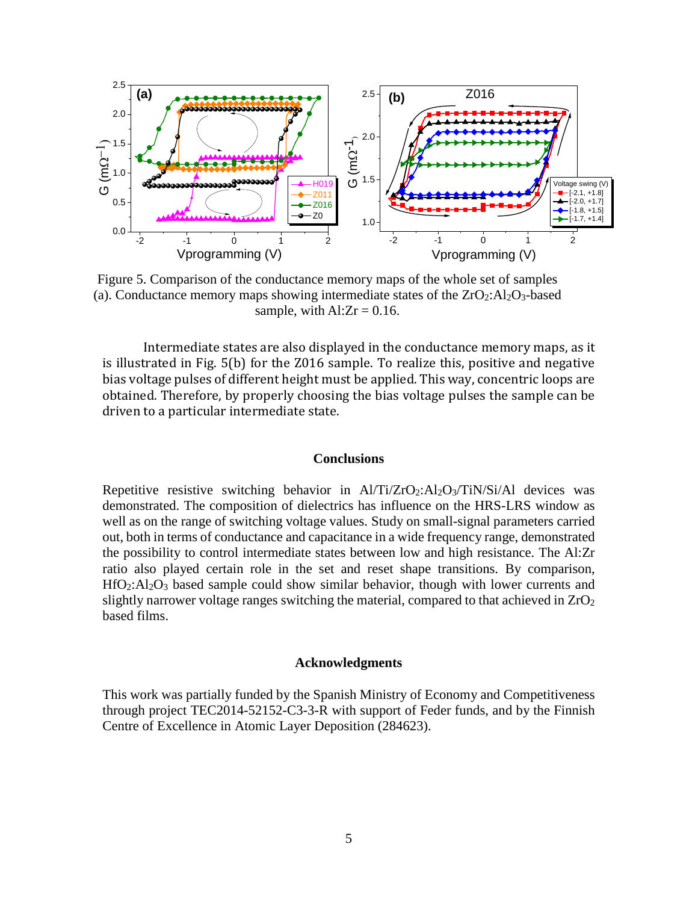Figure 5. Comparison of the conductance memory maps of the whole set of samples (a). Conductance memory maps showing intermediate states of the $ZrO_2$:$Al_2O_3$-based sample, with Al:Zr = 0.16.

Intermediate states are also displayed in the conductance memory maps, as it is illustrated in Fig. 5(b) for the Z016 sample. To realize this, positive and negative bias voltage pulses of different height must be applied. This way, concentric loops are obtained. Therefore, by properly choosing the bias voltage pulses the sample can be driven to a particular intermediate state.

## Conclusions

Repetitive resistive switching behavior in Al/Ti/$ZrO_2$:$Al_2O_3$/TiN/Si/Al devices was demonstrated. The composition of dielectrics has influence on the HRS-LRS window as well as on the range of switching voltage values. Study on small-signal parameters carried out, both in terms of conductance and capacitance in a wide frequency range, demonstrated the possibility to control intermediate states between low and high resistance. The Al:Zr ratio also played certain role in the set and reset shape transitions. By comparison, $HfO_2$:$Al_2O_3$ based sample could show similar behavior, though with lower currents and slightly narrower voltage ranges switching the material, compared to that achieved in $ZrO_2$ based films.

## Acknowledgments

This work was partially funded by the Spanish Ministry of Economy and Competitiveness through project TEC2014-52152-C3-3-R with support of Feder funds, and by the Finnish Centre of Excellence in Atomic Layer Deposition (284623).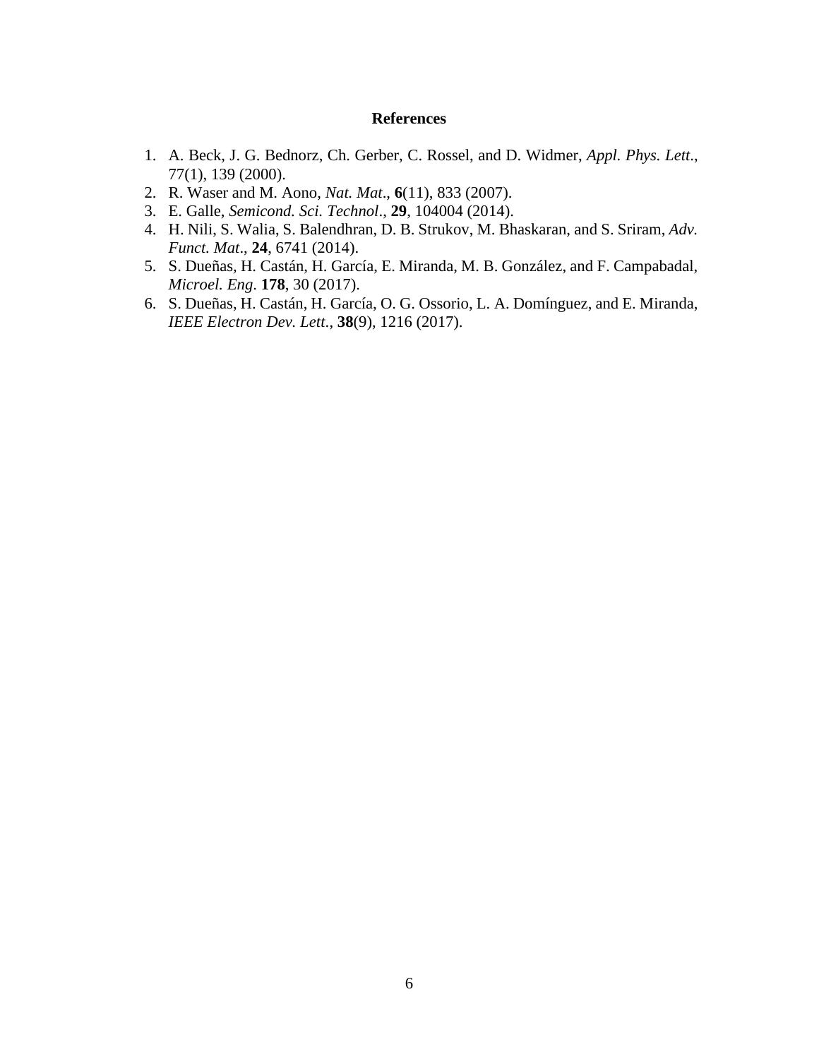**References**

1. A. Beck, J. G. Bednorz, Ch. Gerber, C. Rossel, and D. Widmer, *Appl. Phys. Lett.*, 77(1), 139 (2000).
2. R. Waser and M. Aono, *Nat. Mat.*, **6**(11), 833 (2007).
3. E. Galle, *Semicond. Sci. Technol.*, **29**, 104004 (2014).
4. H. Nili, S. Walia, S. Balendhran, D. B. Strukov, M. Bhaskaran, and S. Sriram, *Adv. Funct. Mat.*, **24**, 6741 (2014).
5. S. Dueñas, H. Castán, H. García, E. Miranda, M. B. González, and F. Campabadal, *Microel. Eng.* **178**, 30 (2017).
6. S. Dueñas, H. Castán, H. García, O. G. Ossorio, L. A. Domínguez, and E. Miranda, *IEEE Electron Dev. Lett.*, **38**(9), 1216 (2017).